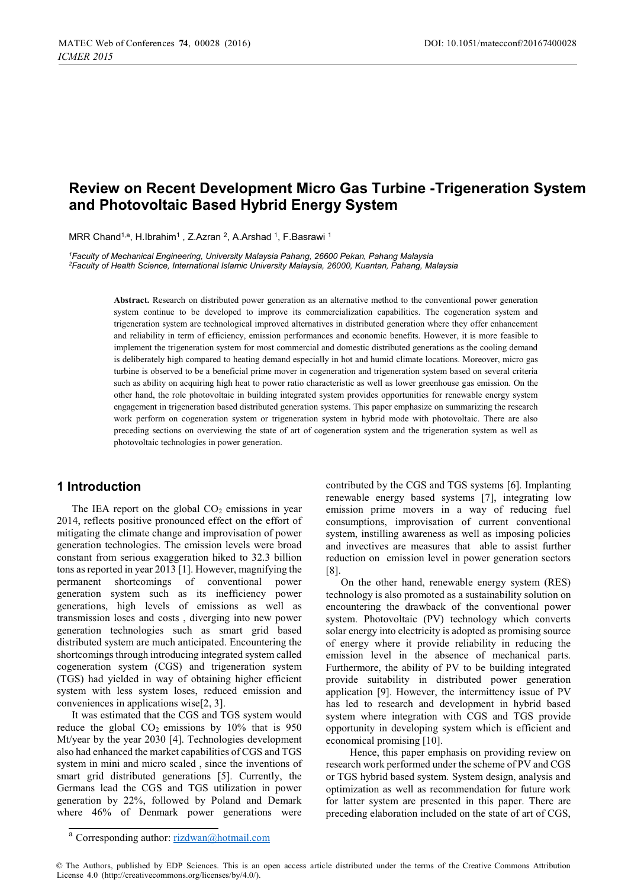# Review on Recent Development Micro Gas Turbine -Trigeneration System and Photovoltaic Based Hybrid Energy System

MRR Chand[1,a], H.Ibrahim[1], Z.Azran[2], A.Arshad[1], F.Basrawi[1]

[1]*Faculty of Mechanical Engineering, University Malaysia Pahang, 26600 Pekan, Pahang Malaysia*
[2]*Faculty of Health Science, International Islamic University Malaysia, 26000, Kuantan, Pahang, Malaysia*

**Abstract.** Research on distributed power generation as an alternative method to the conventional power generation system continue to be developed to improve its commercialization capabilities. The cogeneration system and trigeneration system are technological improved alternatives in distributed generation where they offer enhancement and reliability in term of efficiency, emission performances and economic benefits. However, it is more feasible to implement the trigeneration system for most commercial and domestic distributed generations as the cooling demand is deliberately high compared to heating demand especially in hot and humid climate locations. Moreover, micro gas turbine is observed to be a beneficial prime mover in cogeneration and trigeneration system based on several criteria such as ability on acquiring high heat to power ratio characteristic as well as lower greenhouse gas emission. On the other hand, the role photovoltaic in building integrated system provides opportunities for renewable energy system engagement in trigeneration based distributed generation systems. This paper emphasize on summarizing the research work perform on cogeneration system or trigeneration system in hybrid mode with photovoltaic. There are also preceding sections on overviewing the state of art of cogeneration system and the trigeneration system as well as photovoltaic technologies in power generation.

## 1 Introduction

The IEA report on the global $CO_2$ emissions in year 2014, reflects positive pronounced effect on the effort of mitigating the climate change and improvisation of power generation technologies. The emission levels were broad constant from serious exaggeration hiked to 32.3 billion tons as reported in year 2013 [1]. However, magnifying the permanent shortcomings of conventional power generation system such as its inefficiency power generations, high levels of emissions as well as transmission loses and costs , diverging into new power generation technologies such as smart grid based distributed system are much anticipated. Encountering the shortcomings through introducing integrated system called cogeneration system (CGS) and trigeneration system (TGS) had yielded in way of obtaining higher efficient system with less system loses, reduced emission and conveniences in applications wise[2, 3].

It was estimated that the CGS and TGS system would reduce the global $CO_2$ emissions by 10% that is 950 Mt/year by the year 2030 [4]. Technologies development also had enhanced the market capabilities of CGS and TGS system in mini and micro scaled , since the inventions of smart grid distributed generations [5]. Currently, the Germans lead the CGS and TGS utilization in power generation by 22%, followed by Poland and Demark where 46% of Denmark power generations were contributed by the CGS and TGS systems [6]. Implanting renewable energy based systems [7], integrating low emission prime movers in a way of reducing fuel consumptions, improvisation of current conventional system, instilling awareness as well as imposing policies and invectives are measures that able to assist further reduction on emission level in power generation sectors [8].

On the other hand, renewable energy system (RES) technology is also promoted as a sustainability solution on encountering the drawback of the conventional power system. Photovoltaic (PV) technology which converts solar energy into electricity is adopted as promising source of energy where it provide reliability in reducing the emission level in the absence of mechanical parts. Furthermore, the ability of PV to be building integrated provide suitability in distributed power generation application [9]. However, the intermittency issue of PV has led to research and development in hybrid based system where integration with CGS and TGS provide opportunity in developing system which is efficient and economical promising [10].

Hence, this paper emphasis on providing review on research work performed under the scheme of PV and CGS or TGS hybrid based system. System design, analysis and optimization as well as recommendation for future work for latter system are presented in this paper. There are preceding elaboration included on the state of art of CGS,

[a] Corresponding author: rizdwan@hotmail.com

© The Authors, published by EDP Sciences. This is an open access article distributed under the terms of the Creative Commons Attribution License 4.0 (http://creativecommons.org/licenses/by/4.0/).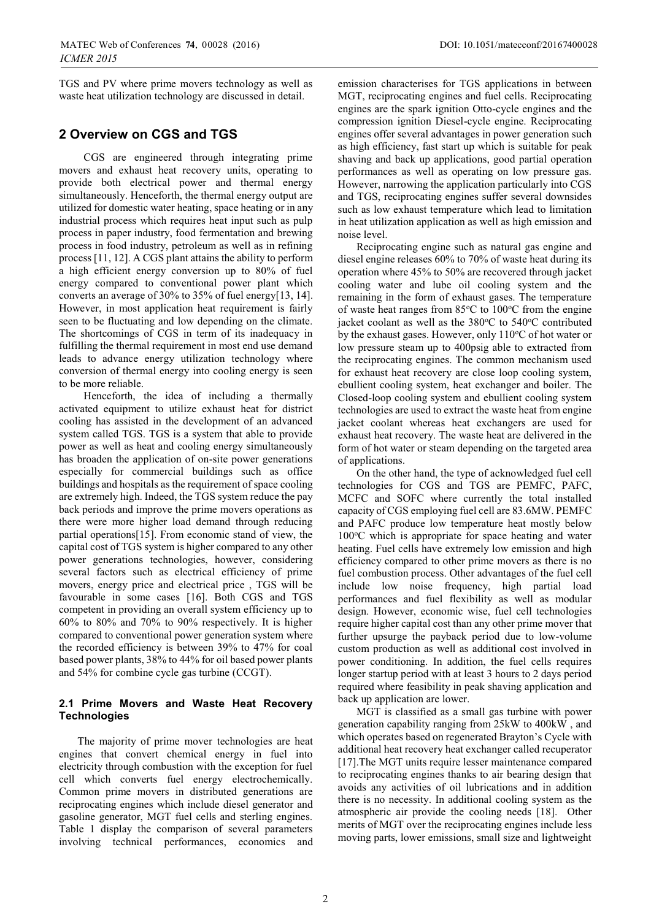TGS and PV where prime movers technology as well as waste heat utilization technology are discussed in detail.

## 2 Overview on CGS and TGS

CGS are engineered through integrating prime movers and exhaust heat recovery units, operating to provide both electrical power and thermal energy simultaneously. Henceforth, the thermal energy output are utilized for domestic water heating, space heating or in any industrial process which requires heat input such as pulp process in paper industry, food fermentation and brewing process in food industry, petroleum as well as in refining process [11, 12]. A CGS plant attains the ability to perform a high efficient energy conversion up to 80% of fuel energy compared to conventional power plant which converts an average of 30% to 35% of fuel energy[13, 14]. However, in most application heat requirement is fairly seen to be fluctuating and low depending on the climate. The shortcomings of CGS in term of its inadequacy in fulfilling the thermal requirement in most end use demand leads to advance energy utilization technology where conversion of thermal energy into cooling energy is seen to be more reliable.

Henceforth, the idea of including a thermally activated equipment to utilize exhaust heat for district cooling has assisted in the development of an advanced system called TGS. TGS is a system that able to provide power as well as heat and cooling energy simultaneously has broaden the application of on-site power generations especially for commercial buildings such as office buildings and hospitals as the requirement of space cooling are extremely high. Indeed, the TGS system reduce the pay back periods and improve the prime movers operations as there were more higher load demand through reducing partial operations[15]. From economic stand of view, the capital cost of TGS system is higher compared to any other power generations technologies, however, considering several factors such as electrical efficiency of prime movers, energy price and electrical price , TGS will be favourable in some cases [16]. Both CGS and TGS competent in providing an overall system efficiency up to 60% to 80% and 70% to 90% respectively. It is higher compared to conventional power generation system where the recorded efficiency is between 39% to 47% for coal based power plants, 38% to 44% for oil based power plants and 54% for combine cycle gas turbine (CCGT).

### 2.1 Prime Movers and Waste Heat Recovery Technologies

The majority of prime mover technologies are heat engines that convert chemical energy in fuel into electricity through combustion with the exception for fuel cell which converts fuel energy electrochemically. Common prime movers in distributed generations are reciprocating engines which include diesel generator and gasoline generator, MGT fuel cells and sterling engines. Table 1 display the comparison of several parameters involving technical performances, economics and emission characterises for TGS applications in between MGT, reciprocating engines and fuel cells. Reciprocating engines are the spark ignition Otto-cycle engines and the compression ignition Diesel-cycle engine. Reciprocating engines offer several advantages in power generation such as high efficiency, fast start up which is suitable for peak shaving and back up applications, good partial operation performances as well as operating on low pressure gas. However, narrowing the application particularly into CGS and TGS, reciprocating engines suffer several downsides such as low exhaust temperature which lead to limitation in heat utilization application as well as high emission and noise level.

Reciprocating engine such as natural gas engine and diesel engine releases 60% to 70% of waste heat during its operation where 45% to 50% are recovered through jacket cooling water and lube oil cooling system and the remaining in the form of exhaust gases. The temperature of waste heat ranges from 85°C to 100°C from the engine jacket coolant as well as the 380°C to 540°C contributed by the exhaust gases. However, only 110°C of hot water or low pressure steam up to 400psig able to extracted from the reciprocating engines. The common mechanism used for exhaust heat recovery are close loop cooling system, ebullient cooling system, heat exchanger and boiler. The Closed-loop cooling system and ebullient cooling system technologies are used to extract the waste heat from engine jacket coolant whereas heat exchangers are used for exhaust heat recovery. The waste heat are delivered in the form of hot water or steam depending on the targeted area of applications.

On the other hand, the type of acknowledged fuel cell technologies for CGS and TGS are PEMFC, PAFC, MCFC and SOFC where currently the total installed capacity of CGS employing fuel cell are 83.6MW. PEMFC and PAFC produce low temperature heat mostly below 100°C which is appropriate for space heating and water heating. Fuel cells have extremely low emission and high efficiency compared to other prime movers as there is no fuel combustion process. Other advantages of the fuel cell include low noise frequency, high partial load performances and fuel flexibility as well as modular design. However, economic wise, fuel cell technologies require higher capital cost than any other prime mover that further upsurge the payback period due to low-volume custom production as well as additional cost involved in power conditioning. In addition, the fuel cells requires longer startup period with at least 3 hours to 2 days period required where feasibility in peak shaving application and back up application are lower.

MGT is classified as a small gas turbine with power generation capability ranging from 25kW to 400kW , and which operates based on regenerated Brayton's Cycle with additional heat recovery heat exchanger called recuperator [17].The MGT units require lesser maintenance compared to reciprocating engines thanks to air bearing design that avoids any activities of oil lubrications and in addition there is no necessity. In additional cooling system as the atmospheric air provide the cooling needs [18]. Other merits of MGT over the reciprocating engines include less moving parts, lower emissions, small size and lightweight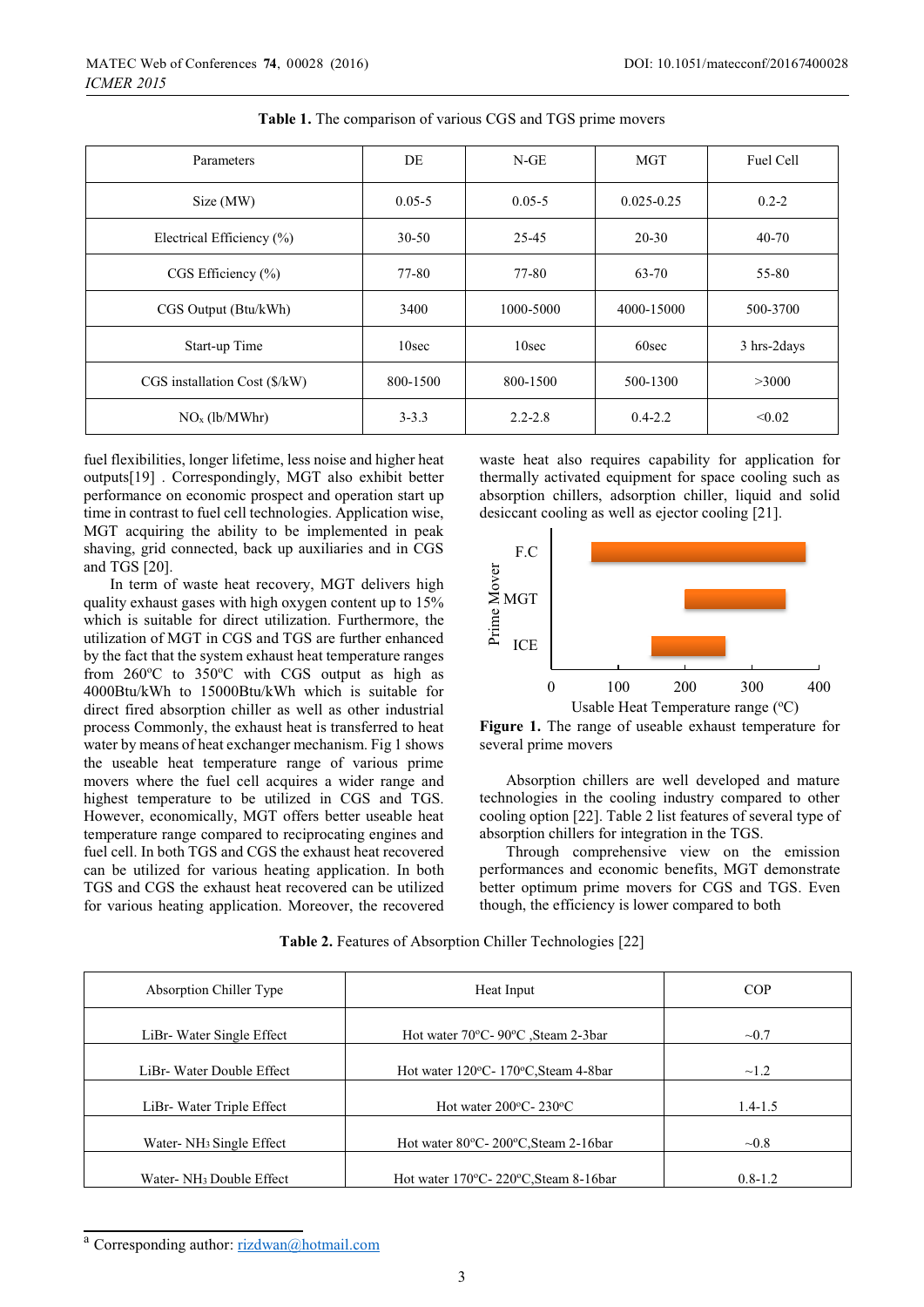**Table 1.** The comparison of various CGS and TGS prime movers

| Parameters | DE | N-GE | MGT | Fuel Cell |
|---|---|---|---|---|
| Size (MW) | 0.05-5 | 0.05-5 | 0.025-0.25 | 0.2-2 |
| Electrical Efficiency (%) | 30-50 | 25-45 | 20-30 | 40-70 |
| CGS Efficiency (%) | 77-80 | 77-80 | 63-70 | 55-80 |
| CGS Output (Btu/kWh) | 3400 | 1000-5000 | 4000-15000 | 500-3700 |
| Start-up Time | 10sec | 10sec | 60sec | 3 hrs-2days |
| CGS installation Cost ($/kW) | 800-1500 | 800-1500 | 500-1300 | >3000 |
| $NO_x$ (lb/MWhr) | 3-3.3 | 2.2-2.8 | 0.4-2.2 | <0.02 |

fuel flexibilities, longer lifetime, less noise and higher heat outputs[19] . Correspondingly, MGT also exhibit better performance on economic prospect and operation start up time in contrast to fuel cell technologies. Application wise, MGT acquiring the ability to be implemented in peak shaving, grid connected, back up auxiliaries and in CGS and TGS [20].

In term of waste heat recovery, MGT delivers high quality exhaust gases with high oxygen content up to 15% which is suitable for direct utilization. Furthermore, the utilization of MGT in CGS and TGS are further enhanced by the fact that the system exhaust heat temperature ranges from 260ºC to 350ºC with CGS output as high as 4000Btu/kWh to 15000Btu/kWh which is suitable for direct fired absorption chiller as well as other industrial process Commonly, the exhaust heat is transferred to heat water by means of heat exchanger mechanism. Fig 1 shows the useable heat temperature range of various prime movers where the fuel cell acquires a wider range and highest temperature to be utilized in CGS and TGS. However, economically, MGT offers better useable heat temperature range compared to reciprocating engines and fuel cell. In both TGS and CGS the exhaust heat recovered can be utilized for various heating application. In both TGS and CGS the exhaust heat recovered can be utilized for various heating application. Moreover, the recovered waste heat also requires capability for application for thermally activated equipment for space cooling such as absorption chillers, adsorption chiller, liquid and solid desiccant cooling as well as ejector cooling [21].

**Figure 1.** The range of useable exhaust temperature for several prime movers

Absorption chillers are well developed and mature technologies in the cooling industry compared to other cooling option [22]. Table 2 list features of several type of absorption chillers for integration in the TGS.

Through comprehensive view on the emission performances and economic benefits, MGT demonstrate better optimum prime movers for CGS and TGS. Even though, the efficiency is lower compared to both

**Table 2.** Features of Absorption Chiller Technologies [22]

| Absorption Chiller Type | Heat Input | COP |
|---|---|---|
| LiBr- Water Single Effect | Hot water 70ºC- 90ºC ,Steam 2-3bar | ~0.7 |
| LiBr- Water Double Effect | Hot water 120ºC- 170ºC,Steam 4-8bar | ~1.2 |
| LiBr- Water Triple Effect | Hot water 200ºC- 230ºC | 1.4-1.5 |
| Water- $NH_3$ Single Effect | Hot water 80ºC- 200ºC,Steam 2-16bar | ~0.8 |
| Water- $NH_3$ Double Effect | Hot water 170ºC- 220ºC,Steam 8-16bar | 0.8-1.2 |

[a] Corresponding author: rizdwan@hotmail.com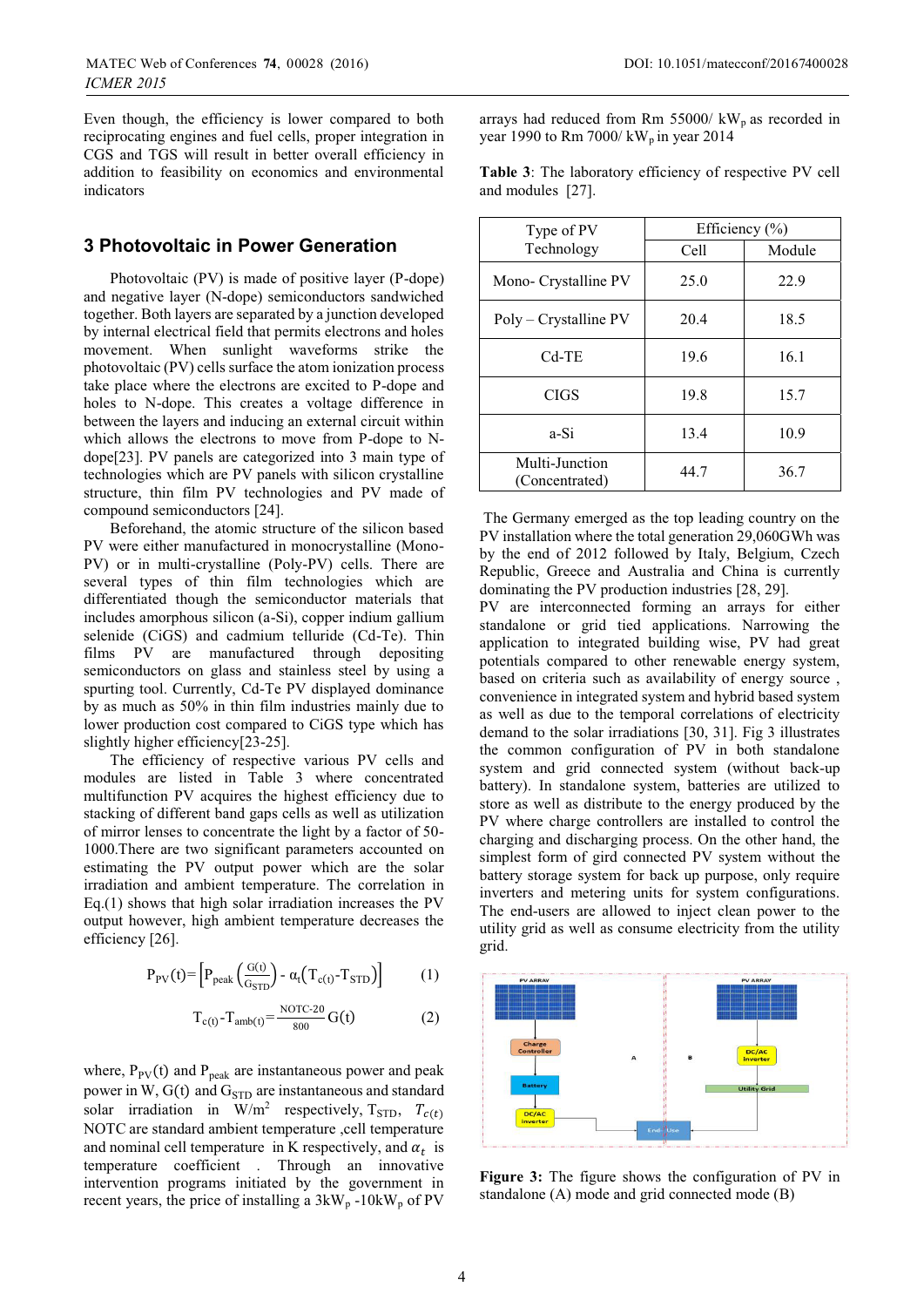Even though, the efficiency is lower compared to both reciprocating engines and fuel cells, proper integration in CGS and TGS will result in better overall efficiency in addition to feasibility on economics and environmental indicators

## 3 Photovoltaic in Power Generation

Photovoltaic (PV) is made of positive layer (P-dope) and negative layer (N-dope) semiconductors sandwiched together. Both layers are separated by a junction developed by internal electrical field that permits electrons and holes movement. When sunlight waveforms strike the photovoltaic (PV) cells surface the atom ionization process take place where the electrons are excited to P-dope and holes to N-dope. This creates a voltage difference in between the layers and inducing an external circuit within which allows the electrons to move from P-dope to N-dope[23]. PV panels are categorized into 3 main type of technologies which are PV panels with silicon crystalline structure, thin film PV technologies and PV made of compound semiconductors [24].

Beforehand, the atomic structure of the silicon based PV were either manufactured in monocrystalline (Mono-PV) or in multi-crystalline (Poly-PV) cells. There are several types of thin film technologies which are differentiated though the semiconductor materials that includes amorphous silicon (a-Si), copper indium gallium selenide (CiGS) and cadmium telluride (Cd-Te). Thin films PV are manufactured through depositing semiconductors on glass and stainless steel by using a spurting tool. Currently, Cd-Te PV displayed dominance by as much as 50% in thin film industries mainly due to lower production cost compared to CiGS type which has slightly higher efficiency[23-25].

The efficiency of respective various PV cells and modules are listed in Table 3 where concentrated multifunction PV acquires the highest efficiency due to stacking of different band gaps cells as well as utilization of mirror lenses to concentrate the light by a factor of 50-1000.There are two significant parameters accounted on estimating the PV output power which are the solar irradiation and ambient temperature. The correlation in Eq.(1) shows that high solar irradiation increases the PV output however, high ambient temperature decreases the efficiency [26].

$$P_{PV}(t)=\left[P_{peak}\left(\frac{G(t)}{G_{STD}}\right)-\alpha_t\left(T_{c(t)}-T_{STD}\right)\right] \quad (1)$$

$$T_{c(t)}-T_{amb(t)}=\frac{NOTC-20}{800}G(t) \quad (2)$$

where, $P_{PV}(t)$ and $P_{peak}$ are instantaneous power and peak power in W, $G(t)$ and $G_{STD}$ are instantaneous and standard solar irradiation in $W/m^2$ respectively, $T_{STD}$, $T_{c(t)}$ NOTC are standard ambient temperature ,cell temperature and nominal cell temperature in K respectively, and $\alpha_t$ is temperature coefficient . Through an innovative intervention programs initiated by the government in recent years, the price of installing a 3kW$_p$ -10kW$_p$ of PV arrays had reduced from Rm 55000/ kW$_p$ as recorded in year 1990 to Rm 7000/ kW$_p$ in year 2014

**Table 3**: The laboratory efficiency of respective PV cell and modules [27].

| Type of PV Technology | Efficiency (%) | |
|---|---|---|
| | Cell | Module |
| Mono- Crystalline PV | 25.0 | 22.9 |
| Poly – Crystalline PV | 20.4 | 18.5 |
| Cd-TE | 19.6 | 16.1 |
| CIGS | 19.8 | 15.7 |
| a-Si | 13.4 | 10.9 |
| Multi-Junction (Concentrated) | 44.7 | 36.7 |

The Germany emerged as the top leading country on the PV installation where the total generation 29,060GWh was by the end of 2012 followed by Italy, Belgium, Czech Republic, Greece and Australia and China is currently dominating the PV production industries [28, 29].

PV are interconnected forming an arrays for either standalone or grid tied applications. Narrowing the application to integrated building wise, PV had great potentials compared to other renewable energy system, based on criteria such as availability of energy source , convenience in integrated system and hybrid based system as well as due to the temporal correlations of electricity demand to the solar irradiations [30, 31]. Fig 3 illustrates the common configuration of PV in both standalone system and grid connected system (without back-up battery). In standalone system, batteries are utilized to store as well as distribute to the energy produced by the PV where charge controllers are installed to control the charging and discharging process. On the other hand, the simplest form of gird connected PV system without the battery storage system for back up purpose, only require inverters and metering units for system configurations. The end-users are allowed to inject clean power to the utility grid as well as consume electricity from the utility grid.

**Figure 3:** The figure shows the configuration of PV in standalone (A) mode and grid connected mode (B)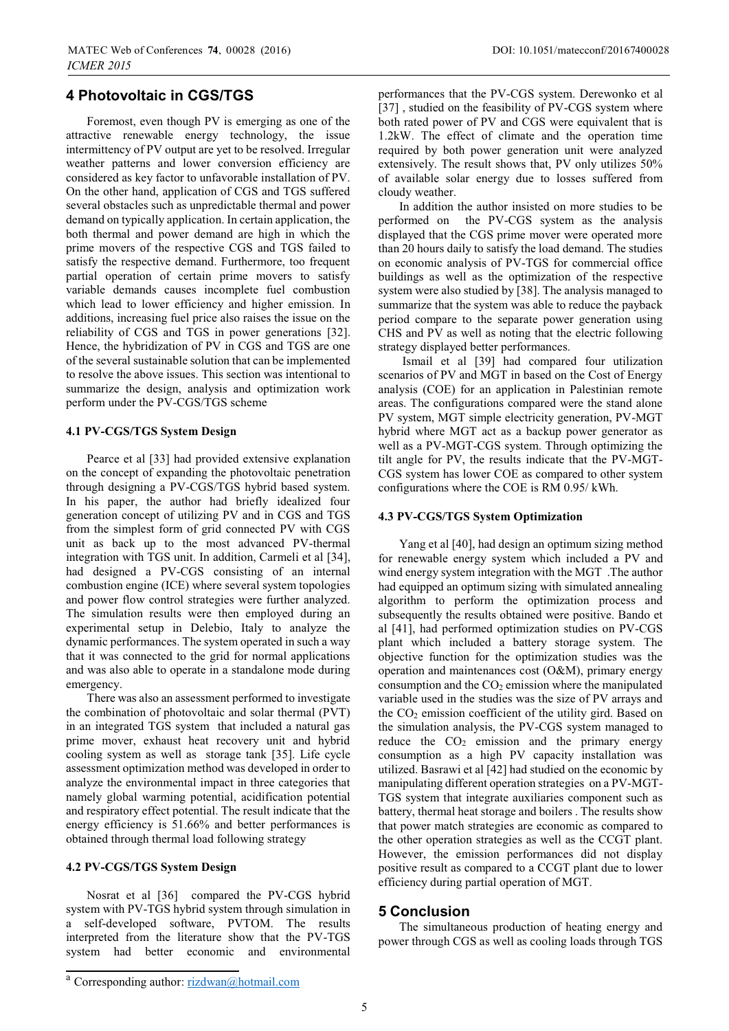## 4 Photovoltaic in CGS/TGS

Foremost, even though PV is emerging as one of the attractive renewable energy technology, the issue intermittency of PV output are yet to be resolved. Irregular weather patterns and lower conversion efficiency are considered as key factor to unfavorable installation of PV. On the other hand, application of CGS and TGS suffered several obstacles such as unpredictable thermal and power demand on typically application. In certain application, the both thermal and power demand are high in which the prime movers of the respective CGS and TGS failed to satisfy the respective demand. Furthermore, too frequent partial operation of certain prime movers to satisfy variable demands causes incomplete fuel combustion which lead to lower efficiency and higher emission. In additions, increasing fuel price also raises the issue on the reliability of CGS and TGS in power generations [32]. Hence, the hybridization of PV in CGS and TGS are one of the several sustainable solution that can be implemented to resolve the above issues. This section was intentional to summarize the design, analysis and optimization work perform under the PV-CGS/TGS scheme

### 4.1 PV-CGS/TGS System Design

Pearce et al [33] had provided extensive explanation on the concept of expanding the photovoltaic penetration through designing a PV-CGS/TGS hybrid based system. In his paper, the author had briefly idealized four generation concept of utilizing PV and in CGS and TGS from the simplest form of grid connected PV with CGS unit as back up to the most advanced PV-thermal integration with TGS unit. In addition, Carmeli et al [34], had designed a PV-CGS consisting of an internal combustion engine (ICE) where several system topologies and power flow control strategies were further analyzed. The simulation results were then employed during an experimental setup in Delebio, Italy to analyze the dynamic performances. The system operated in such a way that it was connected to the grid for normal applications and was also able to operate in a standalone mode during emergency.

There was also an assessment performed to investigate the combination of photovoltaic and solar thermal (PVT) in an integrated TGS system that included a natural gas prime mover, exhaust heat recovery unit and hybrid cooling system as well as storage tank [35]. Life cycle assessment optimization method was developed in order to analyze the environmental impact in three categories that namely global warming potential, acidification potential and respiratory effect potential. The result indicate that the energy efficiency is 51.66% and better performances is obtained through thermal load following strategy

### 4.2 PV-CGS/TGS System Design

Nosrat et al [36] compared the PV-CGS hybrid system with PV-TGS hybrid system through simulation in a self-developed software, PVTOM. The results interpreted from the literature show that the PV-TGS system had better economic and environmental performances that the PV-CGS system. Derewonko et al [37] , studied on the feasibility of PV-CGS system where both rated power of PV and CGS were equivalent that is 1.2kW. The effect of climate and the operation time required by both power generation unit were analyzed extensively. The result shows that, PV only utilizes 50% of available solar energy due to losses suffered from cloudy weather.

In addition the author insisted on more studies to be performed on the PV-CGS system as the analysis displayed that the CGS prime mover were operated more than 20 hours daily to satisfy the load demand. The studies on economic analysis of PV-TGS for commercial office buildings as well as the optimization of the respective system were also studied by [38]. The analysis managed to summarize that the system was able to reduce the payback period compare to the separate power generation using CHS and PV as well as noting that the electric following strategy displayed better performances.

Ismail et al [39] had compared four utilization scenarios of PV and MGT in based on the Cost of Energy analysis (COE) for an application in Palestinian remote areas. The configurations compared were the stand alone PV system, MGT simple electricity generation, PV-MGT hybrid where MGT act as a backup power generator as well as a PV-MGT-CGS system. Through optimizing the tilt angle for PV, the results indicate that the PV-MGT-CGS system has lower COE as compared to other system configurations where the COE is RM 0.95/ kWh.

### 4.3 PV-CGS/TGS System Optimization

Yang et al [40], had design an optimum sizing method for renewable energy system which included a PV and wind energy system integration with the MGT .The author had equipped an optimum sizing with simulated annealing algorithm to perform the optimization process and subsequently the results obtained were positive. Bando et al [41], had performed optimization studies on PV-CGS plant which included a battery storage system. The objective function for the optimization studies was the operation and maintenances cost (O&M), primary energy consumption and the $CO_2$ emission where the manipulated variable used in the studies was the size of PV arrays and the $CO_2$ emission coefficient of the utility gird. Based on the simulation analysis, the PV-CGS system managed to reduce the $CO_2$ emission and the primary energy consumption as a high PV capacity installation was utilized. Basrawi et al [42] had studied on the economic by manipulating different operation strategies on a PV-MGT-TGS system that integrate auxiliaries component such as battery, thermal heat storage and boilers . The results show that power match strategies are economic as compared to the other operation strategies as well as the CCGT plant. However, the emission performances did not display positive result as compared to a CCGT plant due to lower efficiency during partial operation of MGT.

## 5 Conclusion

The simultaneous production of heating energy and power through CGS as well as cooling loads through TGS

---

[a] Corresponding author: rizdwan@hotmail.com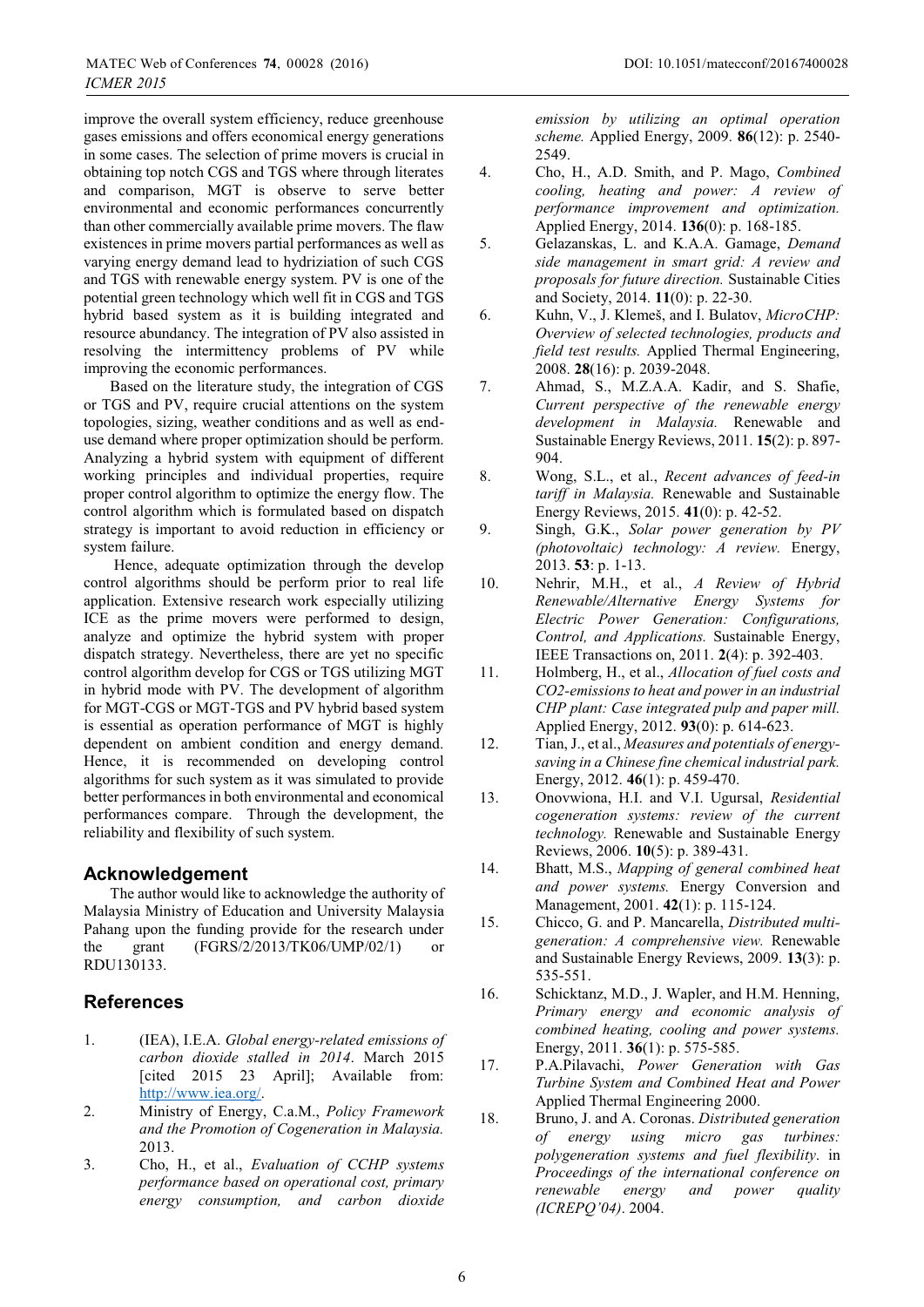improve the overall system efficiency, reduce greenhouse gases emissions and offers economical energy generations in some cases. The selection of prime movers is crucial in obtaining top notch CGS and TGS where through literates and comparison, MGT is observe to serve better environmental and economic performances concurrently than other commercially available prime movers. The flaw existences in prime movers partial performances as well as varying energy demand lead to hydriziation of such CGS and TGS with renewable energy system. PV is one of the potential green technology which well fit in CGS and TGS hybrid based system as it is building integrated and resource abundancy. The integration of PV also assisted in resolving the intermittency problems of PV while improving the economic performances.

Based on the literature study, the integration of CGS or TGS and PV, require crucial attentions on the system topologies, sizing, weather conditions and as well as end-use demand where proper optimization should be perform. Analyzing a hybrid system with equipment of different working principles and individual properties, require proper control algorithm to optimize the energy flow. The control algorithm which is formulated based on dispatch strategy is important to avoid reduction in efficiency or system failure.

Hence, adequate optimization through the develop control algorithms should be perform prior to real life application. Extensive research work especially utilizing ICE as the prime movers were performed to design, analyze and optimize the hybrid system with proper dispatch strategy. Nevertheless, there are yet no specific control algorithm develop for CGS or TGS utilizing MGT in hybrid mode with PV. The development of algorithm for MGT-CGS or MGT-TGS and PV hybrid based system is essential as operation performance of MGT is highly dependent on ambient condition and energy demand. Hence, it is recommended on developing control algorithms for such system as it was simulated to provide better performances in both environmental and economical performances compare. Through the development, the reliability and flexibility of such system.

## Acknowledgement

The author would like to acknowledge the authority of Malaysia Ministry of Education and University Malaysia Pahang upon the funding provide for the research under the grant (FGRS/2/2013/TK06/UMP/02/1) or RDU130133.

## References

1. (IEA), I.E.A. *Global energy-related emissions of carbon dioxide stalled in 2014*. March 2015 [cited 2015 23 April]; Available from: http://www.iea.org/.
2. Ministry of Energy, C.a.M., *Policy Framework and the Promotion of Cogeneration in Malaysia.* 2013.
3. Cho, H., et al., *Evaluation of CCHP systems performance based on operational cost, primary energy consumption, and carbon dioxide emission by utilizing an optimal operation scheme.* Applied Energy, 2009. **86**(12): p. 2540-2549.
4. Cho, H., A.D. Smith, and P. Mago, *Combined cooling, heating and power: A review of performance improvement and optimization.* Applied Energy, 2014. **136**(0): p. 168-185.
5. Gelazanskas, L. and K.A.A. Gamage, *Demand side management in smart grid: A review and proposals for future direction.* Sustainable Cities and Society, 2014. **11**(0): p. 22-30.
6. Kuhn, V., J. Klemeš, and I. Bulatov, *MicroCHP: Overview of selected technologies, products and field test results.* Applied Thermal Engineering, 2008. **28**(16): p. 2039-2048.
7. Ahmad, S., M.Z.A.A. Kadir, and S. Shafie, *Current perspective of the renewable energy development in Malaysia.* Renewable and Sustainable Energy Reviews, 2011. **15**(2): p. 897-904.
8. Wong, S.L., et al., *Recent advances of feed-in tariff in Malaysia.* Renewable and Sustainable Energy Reviews, 2015. **41**(0): p. 42-52.
9. Singh, G.K., *Solar power generation by PV (photovoltaic) technology: A review.* Energy, 2013. **53**: p. 1-13.
10. Nehrir, M.H., et al., *A Review of Hybrid Renewable/Alternative Energy Systems for Electric Power Generation: Configurations, Control, and Applications.* Sustainable Energy, IEEE Transactions on, 2011. **2**(4): p. 392-403.
11. Holmberg, H., et al., *Allocation of fuel costs and CO2-emissions to heat and power in an industrial CHP plant: Case integrated pulp and paper mill.* Applied Energy, 2012. **93**(0): p. 614-623.
12. Tian, J., et al., *Measures and potentials of energy-saving in a Chinese fine chemical industrial park.* Energy, 2012. **46**(1): p. 459-470.
13. Onovwiona, H.I. and V.I. Ugursal, *Residential cogeneration systems: review of the current technology.* Renewable and Sustainable Energy Reviews, 2006. **10**(5): p. 389-431.
14. Bhatt, M.S., *Mapping of general combined heat and power systems.* Energy Conversion and Management, 2001. **42**(1): p. 115-124.
15. Chicco, G. and P. Mancarella, *Distributed multi-generation: A comprehensive view.* Renewable and Sustainable Energy Reviews, 2009. **13**(3): p. 535-551.
16. Schicktanz, M.D., J. Wapler, and H.M. Henning, *Primary energy and economic analysis of combined heating, cooling and power systems.* Energy, 2011. **36**(1): p. 575-585.
17. P.A.Pilavachi, *Power Generation with Gas Turbine System and Combined Heat and Power* Applied Thermal Engineering 2000.
18. Bruno, J. and A. Coronas. *Distributed generation of energy using micro gas turbines: polygeneration systems and fuel flexibility*. in *Proceedings of the international conference on renewable energy and power quality (ICREPQ'04)*. 2004.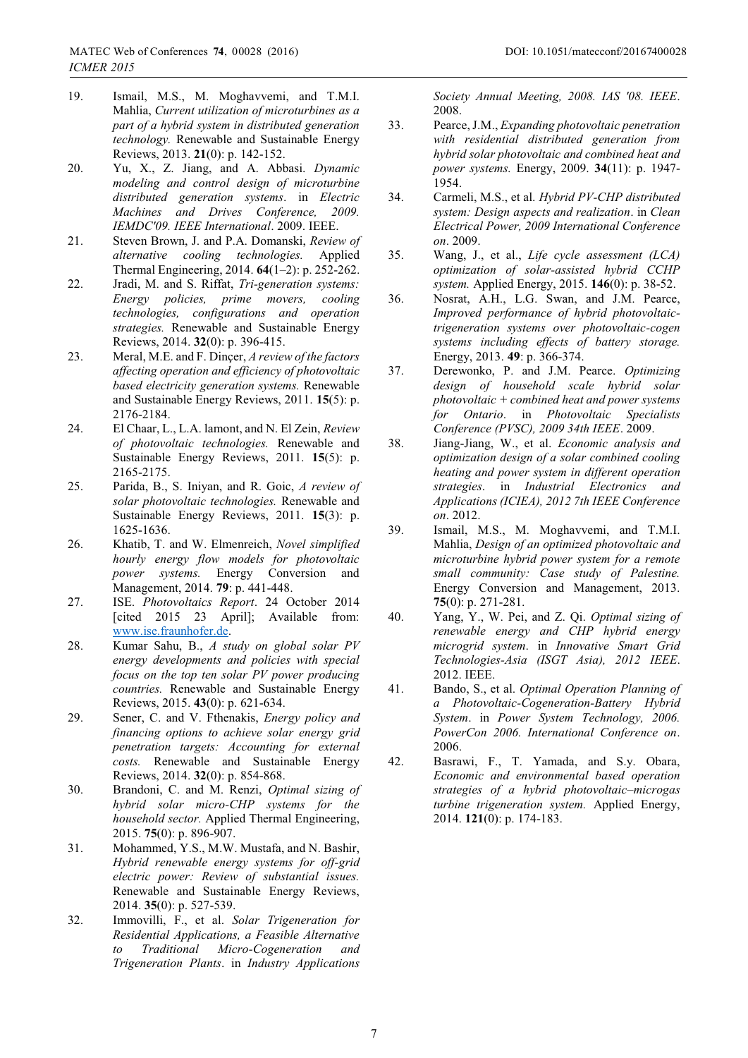19. Ismail, M.S., M. Moghavvemi, and T.M.I. Mahlia, *Current utilization of microturbines as a part of a hybrid system in distributed generation technology.* Renewable and Sustainable Energy Reviews, 2013. **21**(0): p. 142-152.
20. Yu, X., Z. Jiang, and A. Abbasi. *Dynamic modeling and control design of microturbine distributed generation systems*. in *Electric Machines and Drives Conference, 2009. IEMDC'09. IEEE International*. 2009. IEEE.
21. Steven Brown, J. and P.A. Domanski, *Review of alternative cooling technologies.* Applied Thermal Engineering, 2014. **64**(1–2): p. 252-262.
22. Jradi, M. and S. Riffat, *Tri-generation systems: Energy policies, prime movers, cooling technologies, configurations and operation strategies.* Renewable and Sustainable Energy Reviews, 2014. **32**(0): p. 396-415.
23. Meral, M.E. and F. Dinçer, *A review of the factors affecting operation and efficiency of photovoltaic based electricity generation systems.* Renewable and Sustainable Energy Reviews, 2011. **15**(5): p. 2176-2184.
24. El Chaar, L., L.A. lamont, and N. El Zein, *Review of photovoltaic technologies.* Renewable and Sustainable Energy Reviews, 2011. **15**(5): p. 2165-2175.
25. Parida, B., S. Iniyan, and R. Goic, *A review of solar photovoltaic technologies.* Renewable and Sustainable Energy Reviews, 2011. **15**(3): p. 1625-1636.
26. Khatib, T. and W. Elmenreich, *Novel simplified hourly energy flow models for photovoltaic power systems.* Energy Conversion and Management, 2014. **79**: p. 441-448.
27. ISE. *Photovoltaics Report*. 24 October 2014 [cited 2015 23 April]; Available from: www.ise.fraunhofer.de.
28. Kumar Sahu, B., *A study on global solar PV energy developments and policies with special focus on the top ten solar PV power producing countries.* Renewable and Sustainable Energy Reviews, 2015. **43**(0): p. 621-634.
29. Sener, C. and V. Fthenakis, *Energy policy and financing options to achieve solar energy grid penetration targets: Accounting for external costs.* Renewable and Sustainable Energy Reviews, 2014. **32**(0): p. 854-868.
30. Brandoni, C. and M. Renzi, *Optimal sizing of hybrid solar micro-CHP systems for the household sector.* Applied Thermal Engineering, 2015. **75**(0): p. 896-907.
31. Mohammed, Y.S., M.W. Mustafa, and N. Bashir, *Hybrid renewable energy systems for off-grid electric power: Review of substantial issues.* Renewable and Sustainable Energy Reviews, 2014. **35**(0): p. 527-539.
32. Immovilli, F., et al. *Solar Trigeneration for Residential Applications, a Feasible Alternative to Traditional Micro-Cogeneration and Trigeneration Plants*. in *Industry Applications Society Annual Meeting, 2008. IAS '08. IEEE*. 2008.
33. Pearce, J.M., *Expanding photovoltaic penetration with residential distributed generation from hybrid solar photovoltaic and combined heat and power systems.* Energy, 2009. **34**(11): p. 1947-1954.
34. Carmeli, M.S., et al. *Hybrid PV-CHP distributed system: Design aspects and realization*. in *Clean Electrical Power, 2009 International Conference on*. 2009.
35. Wang, J., et al., *Life cycle assessment (LCA) optimization of solar-assisted hybrid CCHP system.* Applied Energy, 2015. **146**(0): p. 38-52.
36. Nosrat, A.H., L.G. Swan, and J.M. Pearce, *Improved performance of hybrid photovoltaic-trigeneration systems over photovoltaic-cogen systems including effects of battery storage.* Energy, 2013. **49**: p. 366-374.
37. Derewonko, P. and J.M. Pearce. *Optimizing design of household scale hybrid solar photovoltaic + combined heat and power systems for Ontario*. in *Photovoltaic Specialists Conference (PVSC), 2009 34th IEEE*. 2009.
38. Jiang-Jiang, W., et al. *Economic analysis and optimization design of a solar combined cooling heating and power system in different operation strategies*. in *Industrial Electronics and Applications (ICIEA), 2012 7th IEEE Conference on*. 2012.
39. Ismail, M.S., M. Moghavvemi, and T.M.I. Mahlia, *Design of an optimized photovoltaic and microturbine hybrid power system for a remote small community: Case study of Palestine.* Energy Conversion and Management, 2013. **75**(0): p. 271-281.
40. Yang, Y., W. Pei, and Z. Qi. *Optimal sizing of renewable energy and CHP hybrid energy microgrid system*. in *Innovative Smart Grid Technologies-Asia (ISGT Asia), 2012 IEEE*. 2012. IEEE.
41. Bando, S., et al. *Optimal Operation Planning of a Photovoltaic-Cogeneration-Battery Hybrid System*. in *Power System Technology, 2006. PowerCon 2006. International Conference on*. 2006.
42. Basrawi, F., T. Yamada, and S.y. Obara, *Economic and environmental based operation strategies of a hybrid photovoltaic–microgas turbine trigeneration system.* Applied Energy, 2014. **121**(0): p. 174-183.